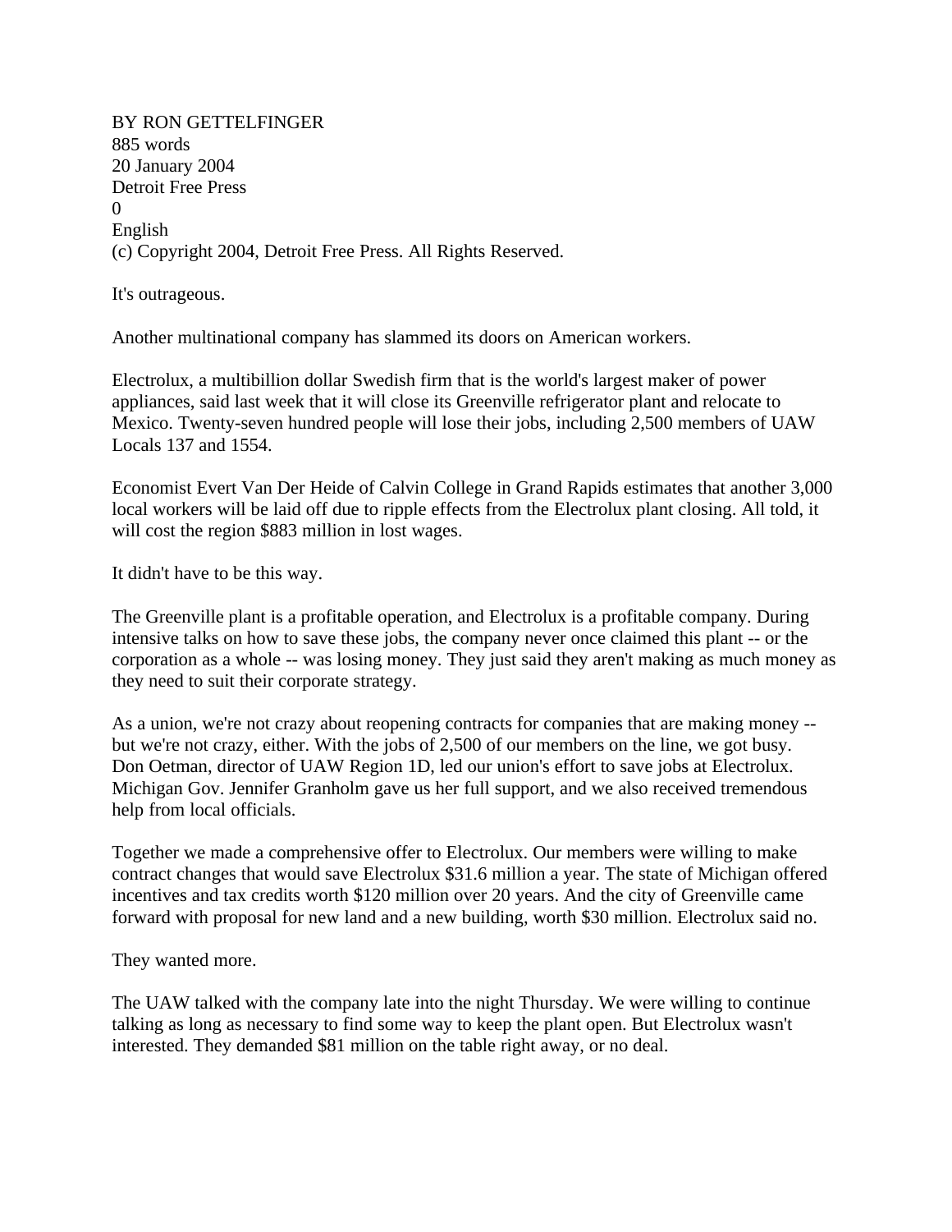BY RON GETTELFINGER
885 words
20 January 2004
Detroit Free Press
0
English
(c) Copyright 2004, Detroit Free Press. All Rights Reserved.

It's outrageous.

Another multinational company has slammed its doors on American workers.

Electrolux, a multibillion dollar Swedish firm that is the world's largest maker of power appliances, said last week that it will close its Greenville refrigerator plant and relocate to Mexico. Twenty-seven hundred people will lose their jobs, including 2,500 members of UAW Locals 137 and 1554.

Economist Evert Van Der Heide of Calvin College in Grand Rapids estimates that another 3,000 local workers will be laid off due to ripple effects from the Electrolux plant closing. All told, it will cost the region $883 million in lost wages.

It didn't have to be this way.

The Greenville plant is a profitable operation, and Electrolux is a profitable company. During intensive talks on how to save these jobs, the company never once claimed this plant -- or the corporation as a whole -- was losing money. They just said they aren't making as much money as they need to suit their corporate strategy.

As a union, we're not crazy about reopening contracts for companies that are making money -- but we're not crazy, either. With the jobs of 2,500 of our members on the line, we got busy. Don Oetman, director of UAW Region 1D, led our union's effort to save jobs at Electrolux. Michigan Gov. Jennifer Granholm gave us her full support, and we also received tremendous help from local officials.

Together we made a comprehensive offer to Electrolux. Our members were willing to make contract changes that would save Electrolux $31.6 million a year. The state of Michigan offered incentives and tax credits worth $120 million over 20 years. And the city of Greenville came forward with proposal for new land and a new building, worth $30 million. Electrolux said no.

They wanted more.

The UAW talked with the company late into the night Thursday. We were willing to continue talking as long as necessary to find some way to keep the plant open. But Electrolux wasn't interested. They demanded $81 million on the table right away, or no deal.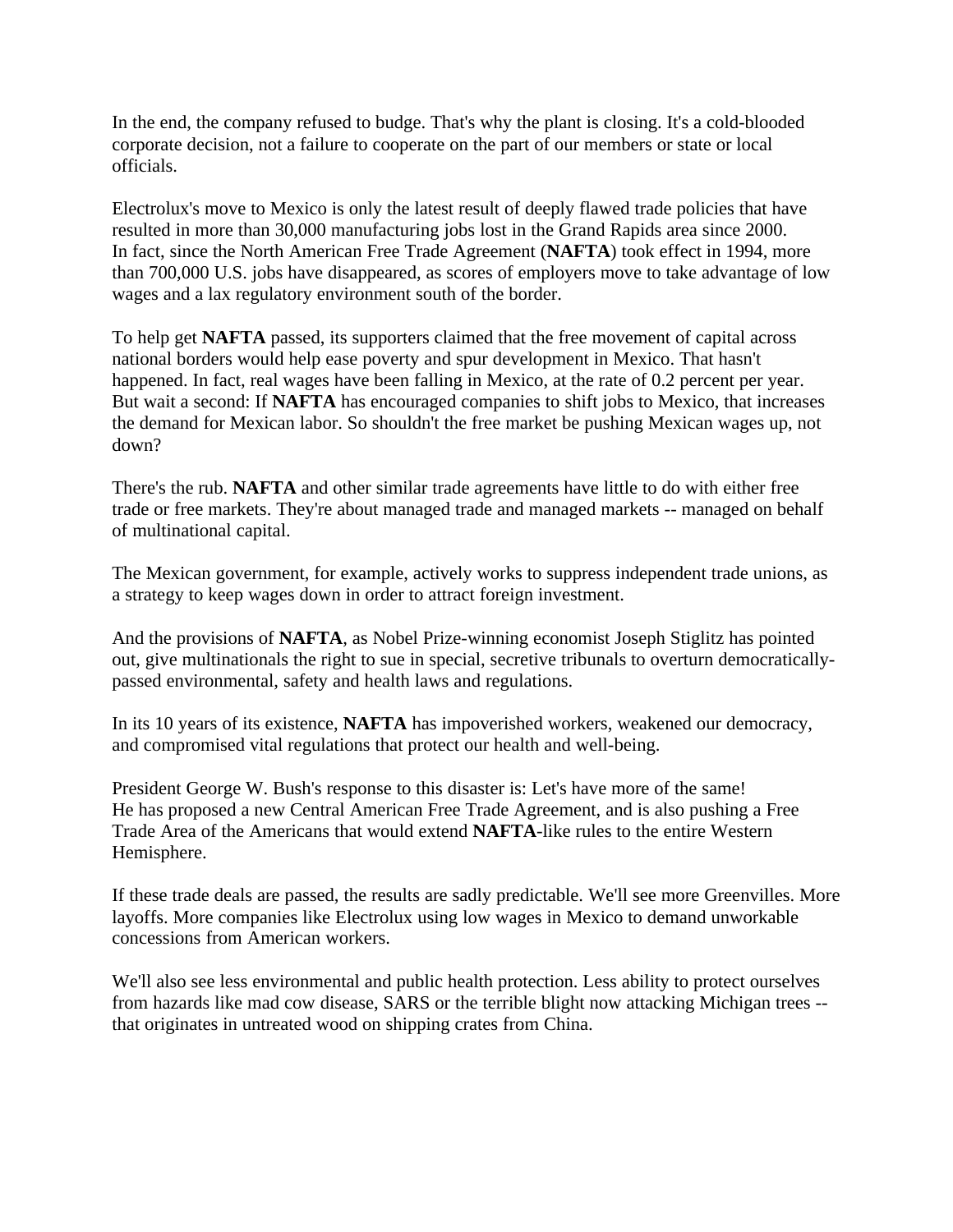In the end, the company refused to budge. That's why the plant is closing. It's a cold-blooded corporate decision, not a failure to cooperate on the part of our members or state or local officials.

Electrolux's move to Mexico is only the latest result of deeply flawed trade policies that have resulted in more than 30,000 manufacturing jobs lost in the Grand Rapids area since 2000. In fact, since the North American Free Trade Agreement (**NAFTA**) took effect in 1994, more than 700,000 U.S. jobs have disappeared, as scores of employers move to take advantage of low wages and a lax regulatory environment south of the border.

To help get **NAFTA** passed, its supporters claimed that the free movement of capital across national borders would help ease poverty and spur development in Mexico. That hasn't happened. In fact, real wages have been falling in Mexico, at the rate of 0.2 percent per year. But wait a second: If **NAFTA** has encouraged companies to shift jobs to Mexico, that increases the demand for Mexican labor. So shouldn't the free market be pushing Mexican wages up, not down?

There's the rub. **NAFTA** and other similar trade agreements have little to do with either free trade or free markets. They're about managed trade and managed markets -- managed on behalf of multinational capital.

The Mexican government, for example, actively works to suppress independent trade unions, as a strategy to keep wages down in order to attract foreign investment.

And the provisions of **NAFTA**, as Nobel Prize-winning economist Joseph Stiglitz has pointed out, give multinationals the right to sue in special, secretive tribunals to overturn democratically-passed environmental, safety and health laws and regulations.

In its 10 years of its existence, **NAFTA** has impoverished workers, weakened our democracy, and compromised vital regulations that protect our health and well-being.

President George W. Bush's response to this disaster is: Let's have more of the same! He has proposed a new Central American Free Trade Agreement, and is also pushing a Free Trade Area of the Americans that would extend **NAFTA**-like rules to the entire Western Hemisphere.

If these trade deals are passed, the results are sadly predictable. We'll see more Greenvilles. More layoffs. More companies like Electrolux using low wages in Mexico to demand unworkable concessions from American workers.

We'll also see less environmental and public health protection. Less ability to protect ourselves from hazards like mad cow disease, SARS or the terrible blight now attacking Michigan trees -- that originates in untreated wood on shipping crates from China.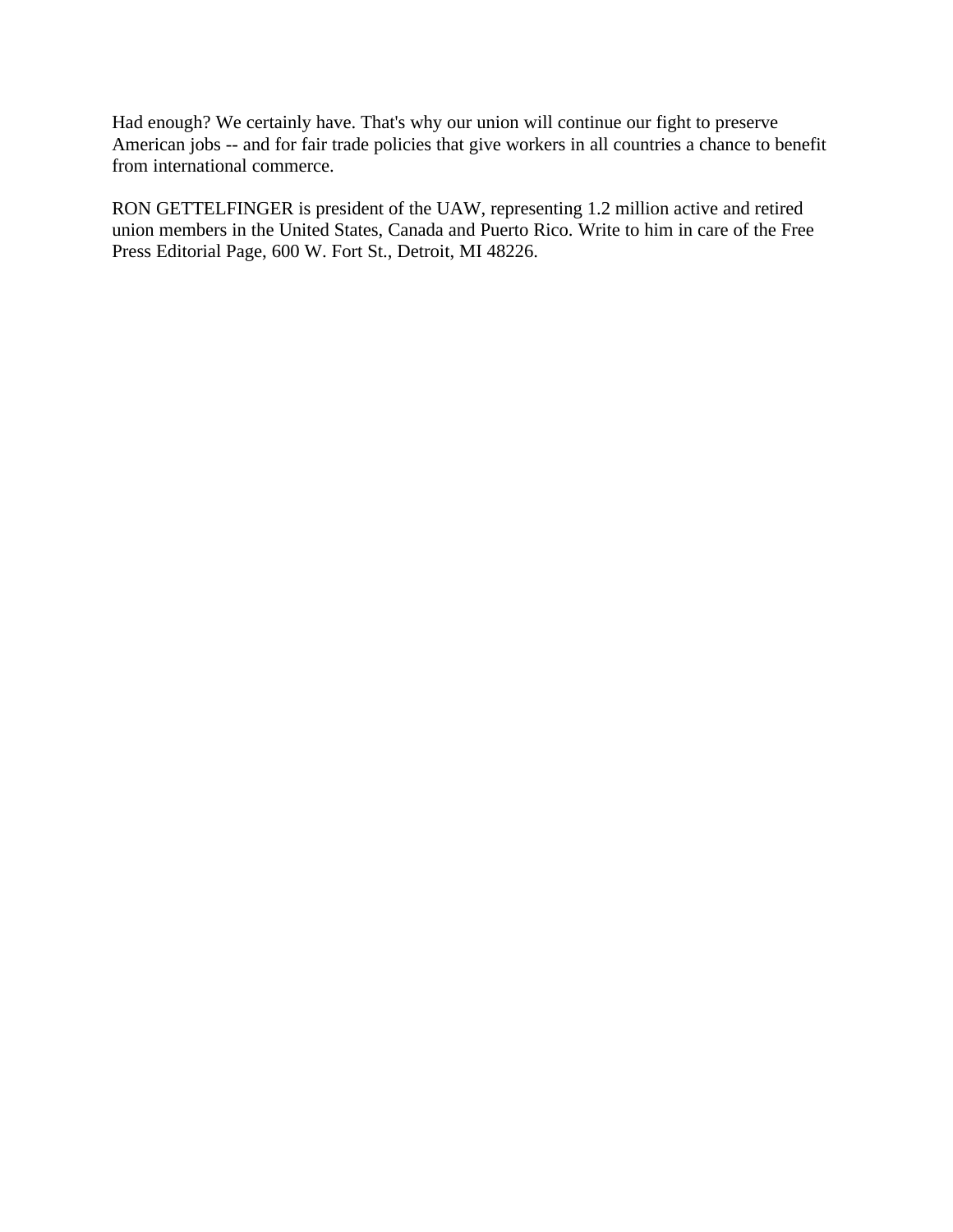Had enough? We certainly have. That's why our union will continue our fight to preserve American jobs -- and for fair trade policies that give workers in all countries a chance to benefit from international commerce.

RON GETTELFINGER is president of the UAW, representing 1.2 million active and retired union members in the United States, Canada and Puerto Rico. Write to him in care of the Free Press Editorial Page, 600 W. Fort St., Detroit, MI 48226.